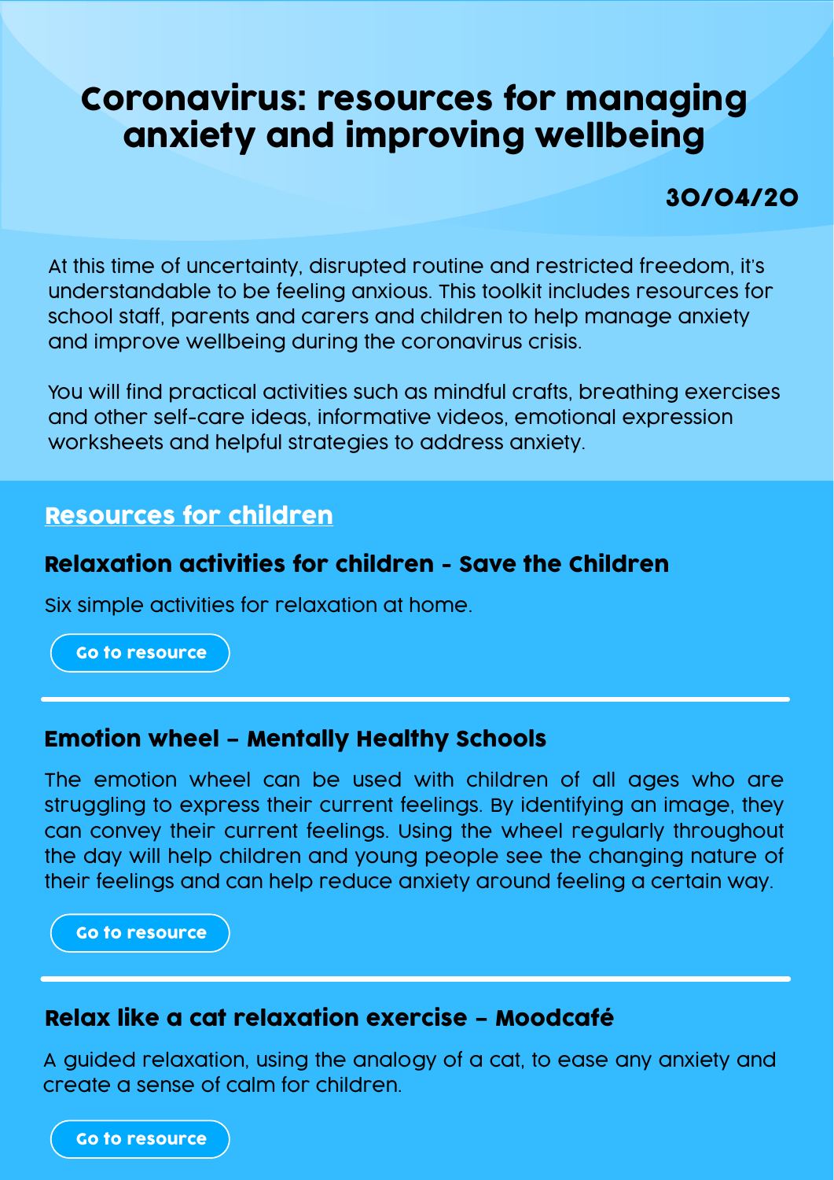# Coronavirus: resources for managing anxiety and improving wellbeing

**30/04/20**

At this time of uncertainty, disrupted routine and restricted freedom, it's understandable to be feeling anxious. This toolkit includes resources for school staff, parents and carers and children to help manage anxiety and improve wellbeing during the coronavirus crisis.

You will find practical activities such as mindful crafts, breathing exercises and other self-care ideas, informative videos, emotional expression worksheets and helpful strategies to address anxiety.

## Resources for children

### Relaxation activities for children - Save the Children

Six simple activities for relaxation at home.

Go to resource

### Emotion wheel – Mentally Healthy Schools

The emotion wheel can be used with children of all ages who are struggling to express their current feelings. By identifying an image, they can convey their current feelings. Using the wheel regularly throughout the day will help children and young people see the changing nature of their feelings and can help reduce anxiety around feeling a certain way.

Go to resource

### Relax like a cat relaxation exercise – Moodcafé

A guided relaxation, using the analogy of a cat, to ease any anxiety and create a sense of calm for children.

Go to resource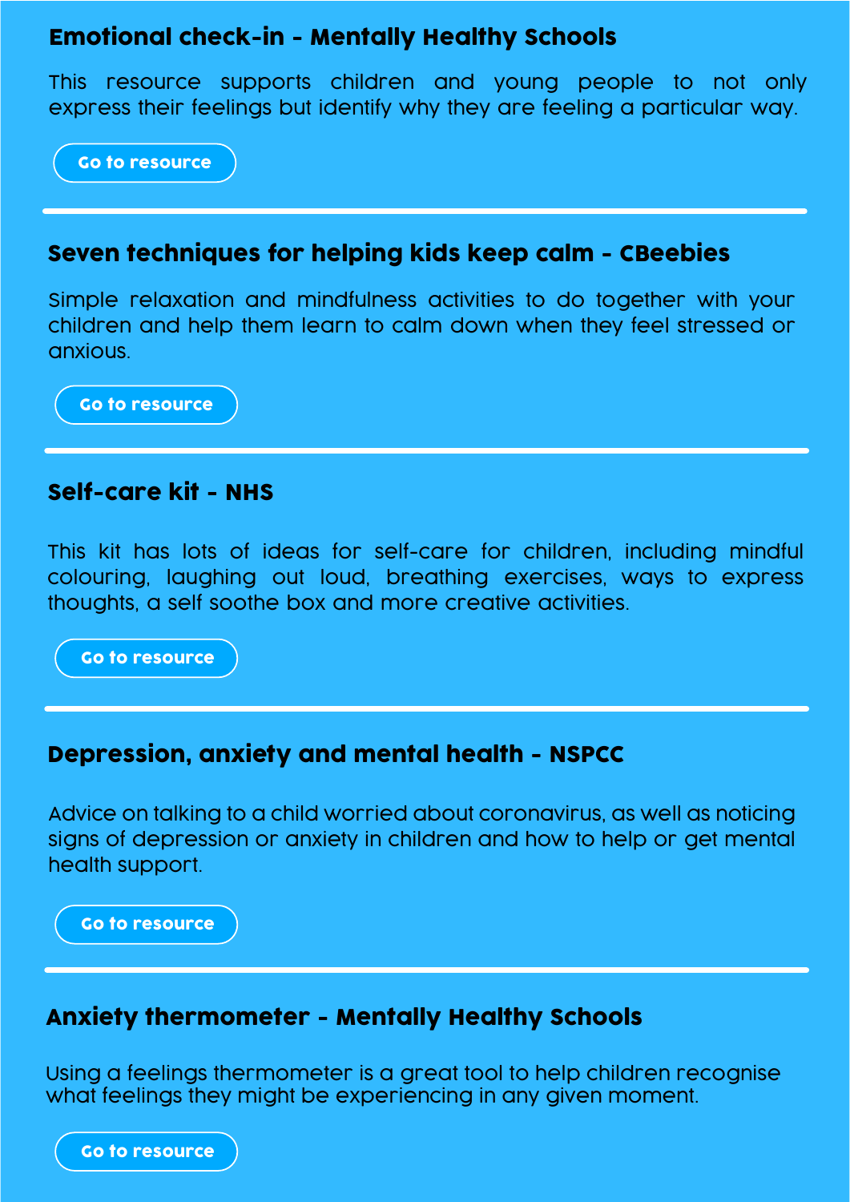### Emotional check-in - Mentally Healthy Schools

This resource supports children and young people to not only express their feelings but identify why they are feeling a particular way.

Go to resource

---

### Seven techniques for helping kids keep calm - CBeebies

Simple relaxation and mindfulness activities to do together with your children and help them learn to calm down when they feel stressed or anxious.

Go to resource

---

### Self-care kit - NHS

This kit has lots of ideas for self-care for children, including mindful colouring, laughing out loud, breathing exercises, ways to express thoughts, a self soothe box and more creative activities.

Go to resource

---

### Depression, anxiety and mental health - NSPCC

Advice on talking to a child worried about coronavirus, as well as noticing signs of depression or anxiety in children and how to help or get mental health support.

Go to resource

---

### Anxiety thermometer - Mentally Healthy Schools

Using a feelings thermometer is a great tool to help children recognise what feelings they might be experiencing in any given moment.

Go to resource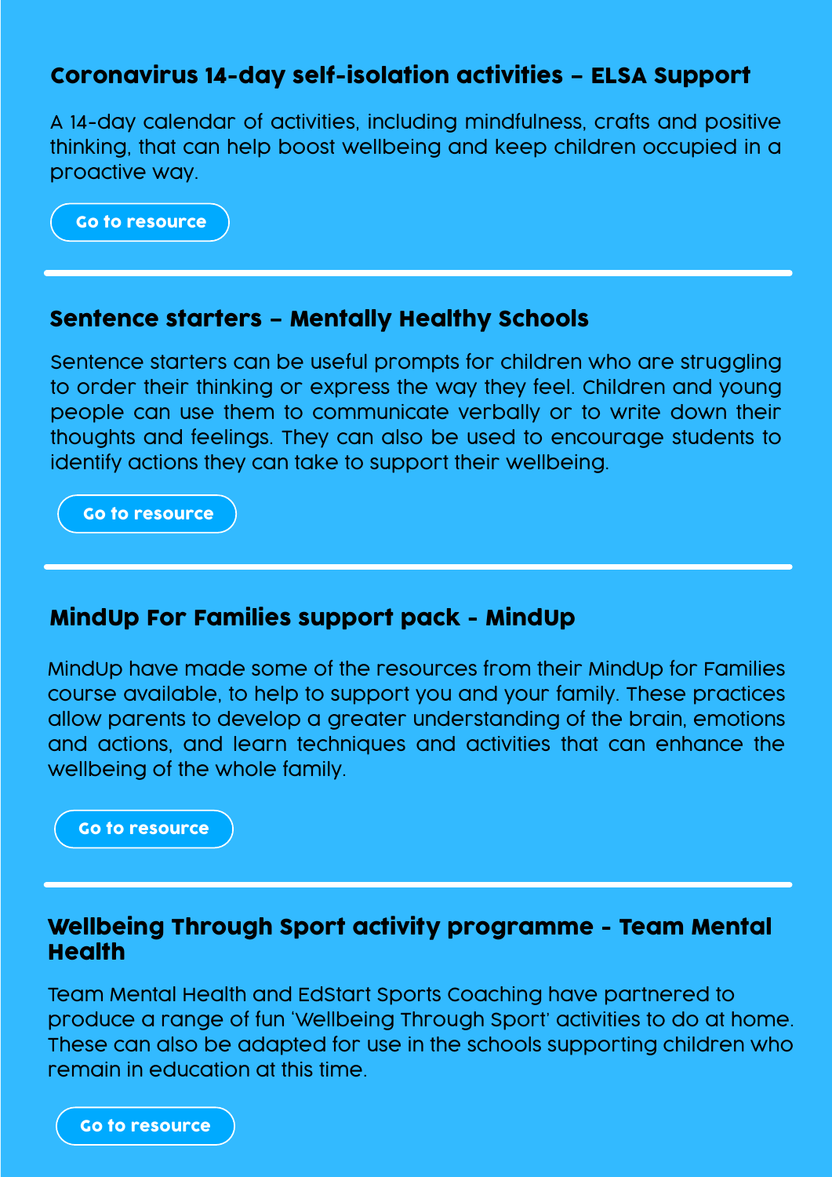### Coronavirus 14-day self-isolation activities – ELSA Support

A 14-day calendar of activities, including mindfulness, crafts and positive thinking, that can help boost wellbeing and keep children occupied in a proactive way.

Go to resource

---

### Sentence starters – Mentally Healthy Schools

Sentence starters can be useful prompts for children who are struggling to order their thinking or express the way they feel. Children and young people can use them to communicate verbally or to write down their thoughts and feelings. They can also be used to encourage students to identify actions they can take to support their wellbeing.

Go to resource

---

### MindUp For Families support pack - MindUp

MindUp have made some of the resources from their MindUp for Families course available, to help to support you and your family. These practices allow parents to develop a greater understanding of the brain, emotions and actions, and learn techniques and activities that can enhance the wellbeing of the whole family.

Go to resource

---

### Wellbeing Through Sport activity programme - Team Mental Health

Team Mental Health and EdStart Sports Coaching have partnered to produce a range of fun 'Wellbeing Through Sport' activities to do at home. These can also be adapted for use in the schools supporting children who remain in education at this time.

Go to resource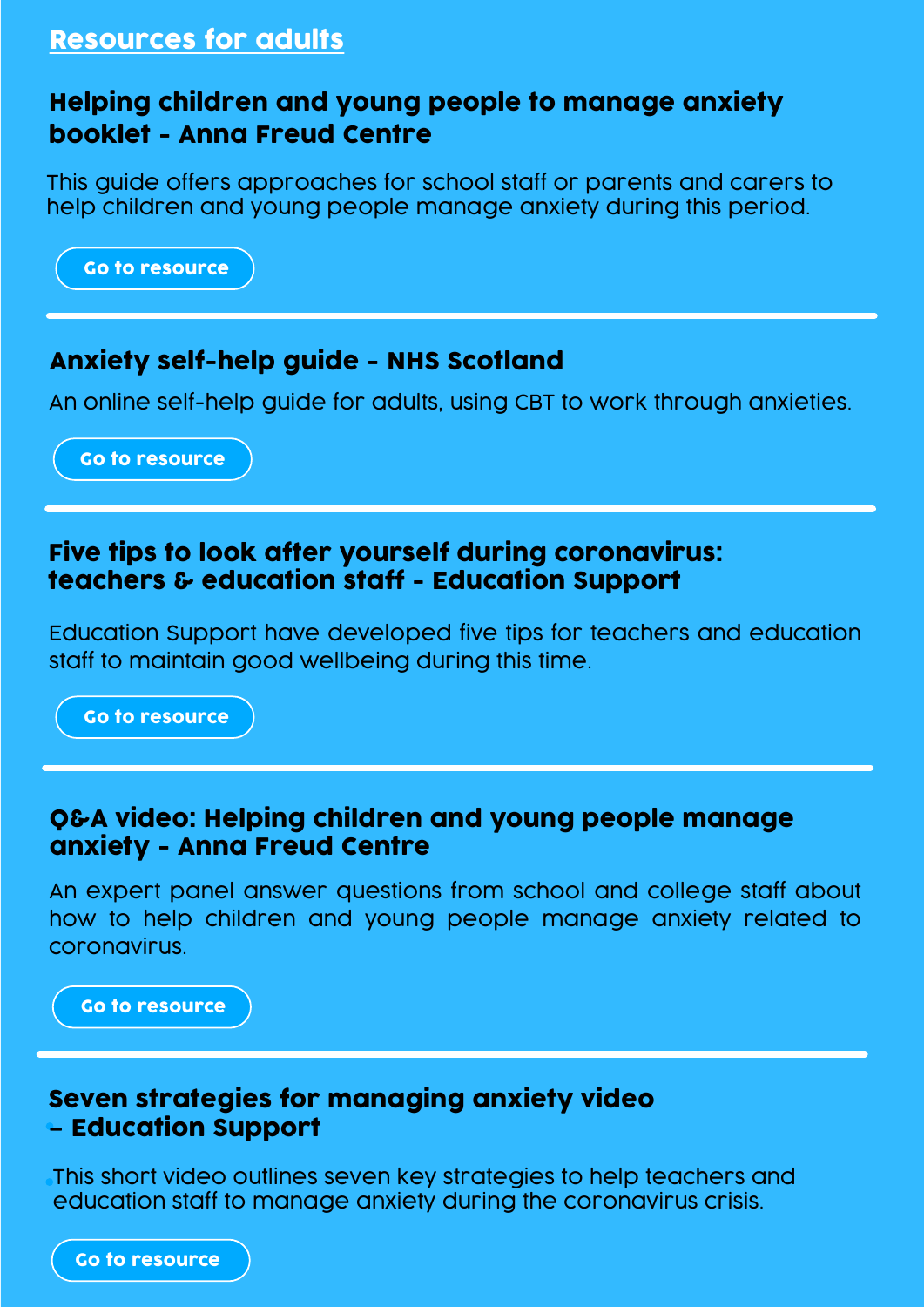## Resources for adults

### Helping children and young people to manage anxiety booklet - Anna Freud Centre

This guide offers approaches for school staff or parents and carers to help children and young people manage anxiety during this period.

Go to resource

---

### Anxiety self-help guide - NHS Scotland

An online self-help guide for adults, using CBT to work through anxieties.

Go to resource

---

### Five tips to look after yourself during coronavirus: teachers & education staff - Education Support

Education Support have developed five tips for teachers and education staff to maintain good wellbeing during this time.

Go to resource

---

### Q&A video: Helping children and young people manage anxiety - Anna Freud Centre

An expert panel answer questions from school and college staff about how to help children and young people manage anxiety related to coronavirus.

Go to resource

---

### Seven strategies for managing anxiety video – Education Support

This short video outlines seven key strategies to help teachers and education staff to manage anxiety during the coronavirus crisis.

Go to resource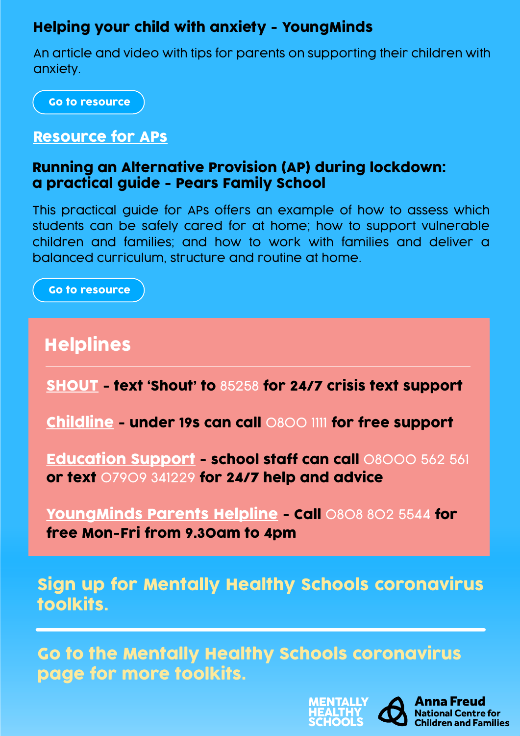### Helping your child with anxiety - YoungMinds

An article and video with tips for parents on supporting their children with anxiety.

Go to resource

## Resource for APs

### Running an Alternative Provision (AP) during lockdown: a practical guide - Pears Family School

This practical guide for APs offers an example of how to assess which students can be safely cared for at home; how to support vulnerable children and families; and how to work with families and deliver a balanced curriculum, structure and routine at home.

Go to resource

## Helplines

**SHOUT - text 'Shout' to 85258 for 24/7 crisis text support**

**Childline - under 19s can call 0800 1111 for free support**

**Education Support - school staff can call 08000 562 561 or text 07909 341229 for 24/7 help and advice**

**YoungMinds Parents Helpline - Call 0808 802 5544 for free Mon-Fri from 9.30am to 4pm**

**Sign up for Mentally Healthy Schools coronavirus toolkits.**

**Go to the Mentally Healthy Schools coronavirus page for more toolkits.**

MENTALLY HEALTHY SCHOOLS

Anna Freud National Centre for Children and Families